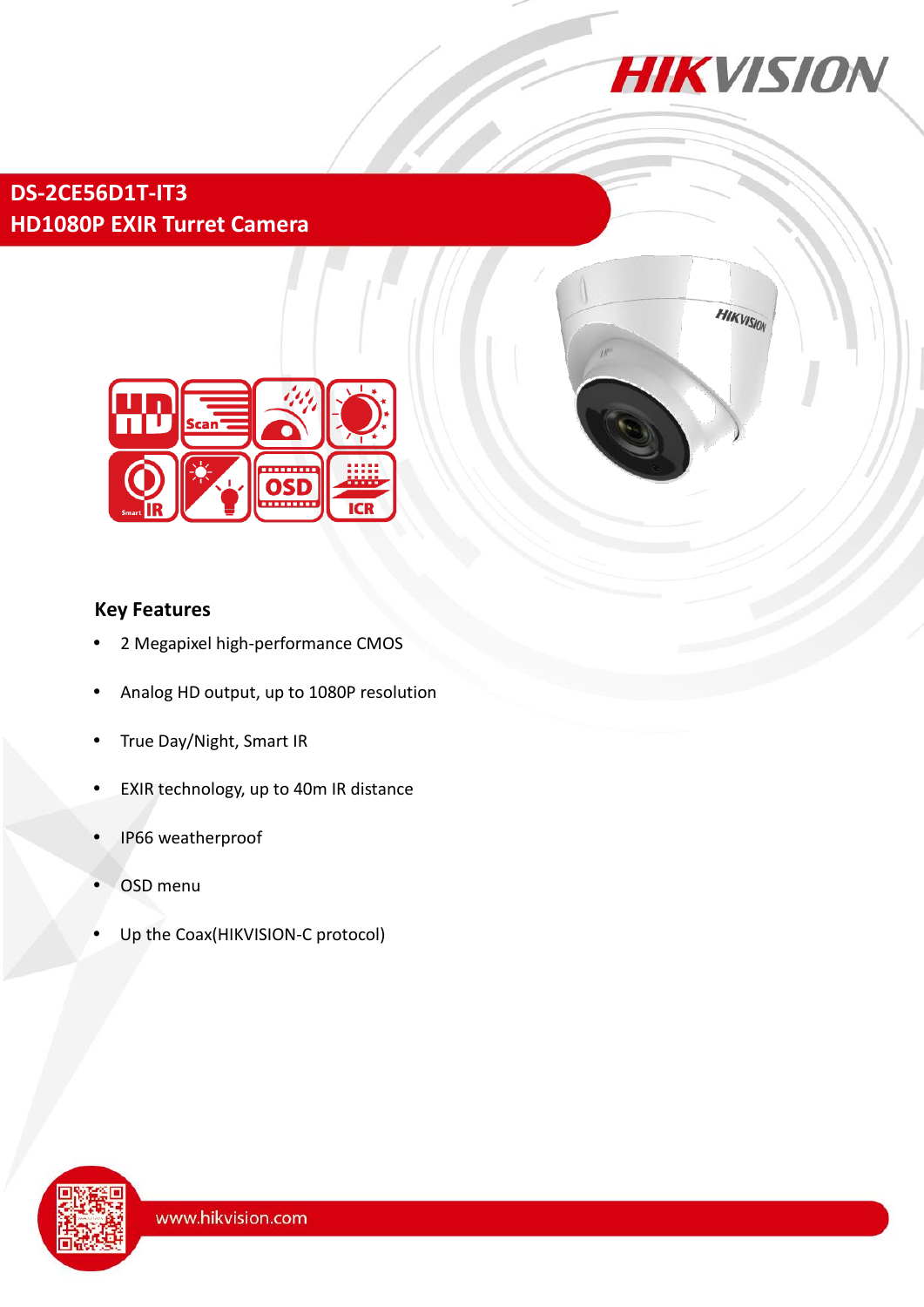# DS-2CE56D1T-IT3

## HD1080P EXIR Turret Camera

### Key Features

- 2 Megapixel high-performance CMOS
- Analog HD output, up to 1080P resolution
- True Day/Night, Smart IR
- EXIR technology, up to 40m IR distance
- IP66 weatherproof
- OSD menu
- Up the Coax(HIKVISION-C protocol)

www.hikvision.com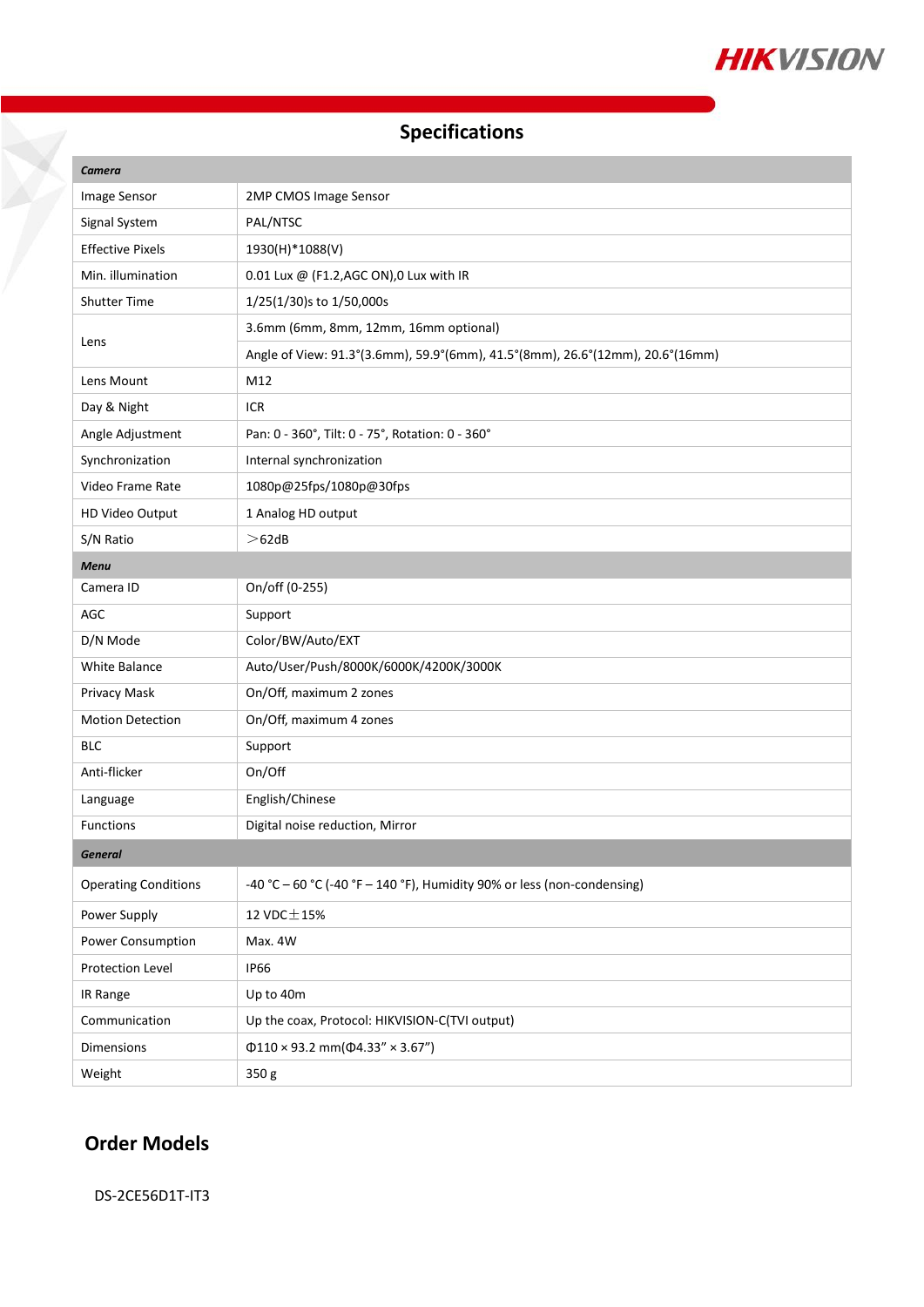## Specifications

| | |
|---|---|
| ***Camera*** | |
| Image Sensor | 2MP CMOS Image Sensor |
| Signal System | PAL/NTSC |
| Effective Pixels | 1930(H)*1088(V) |
| Min. illumination | 0.01 Lux @ (F1.2,AGC ON),0 Lux with IR |
| Shutter Time | 1/25(1/30)s to 1/50,000s |
| Lens | 3.6mm (6mm, 8mm, 12mm, 16mm optional) |
| | Angle of View: 91.3°(3.6mm), 59.9°(6mm), 41.5°(8mm), 26.6°(12mm), 20.6°(16mm) |
| Lens Mount | M12 |
| Day & Night | ICR |
| Angle Adjustment | Pan: 0 - 360°, Tilt: 0 - 75°, Rotation: 0 - 360° |
| Synchronization | Internal synchronization |
| Video Frame Rate | 1080p@25fps/1080p@30fps |
| HD Video Output | 1 Analog HD output |
| S/N Ratio | ＞62dB |
| ***Menu*** | |
| Camera ID | On/off (0-255) |
| AGC | Support |
| D/N Mode | Color/BW/Auto/EXT |
| White Balance | Auto/User/Push/8000K/6000K/4200K/3000K |
| Privacy Mask | On/Off, maximum 2 zones |
| Motion Detection | On/Off, maximum 4 zones |
| BLC | Support |
| Anti-flicker | On/Off |
| Language | English/Chinese |
| Functions | Digital noise reduction, Mirror |
| ***General*** | |
| Operating Conditions | -40 °C – 60 °C (-40 °F – 140 °F), Humidity 90% or less (non-condensing) |
| Power Supply | 12 VDC±15% |
| Power Consumption | Max. 4W |
| Protection Level | IP66 |
| IR Range | Up to 40m |
| Communication | Up the coax, Protocol: HIKVISION-C(TVI output) |
| Dimensions | Φ110 × 93.2 mm(Φ4.33” × 3.67”) |
| Weight | 350 g |

## Order Models

DS-2CE56D1T-IT3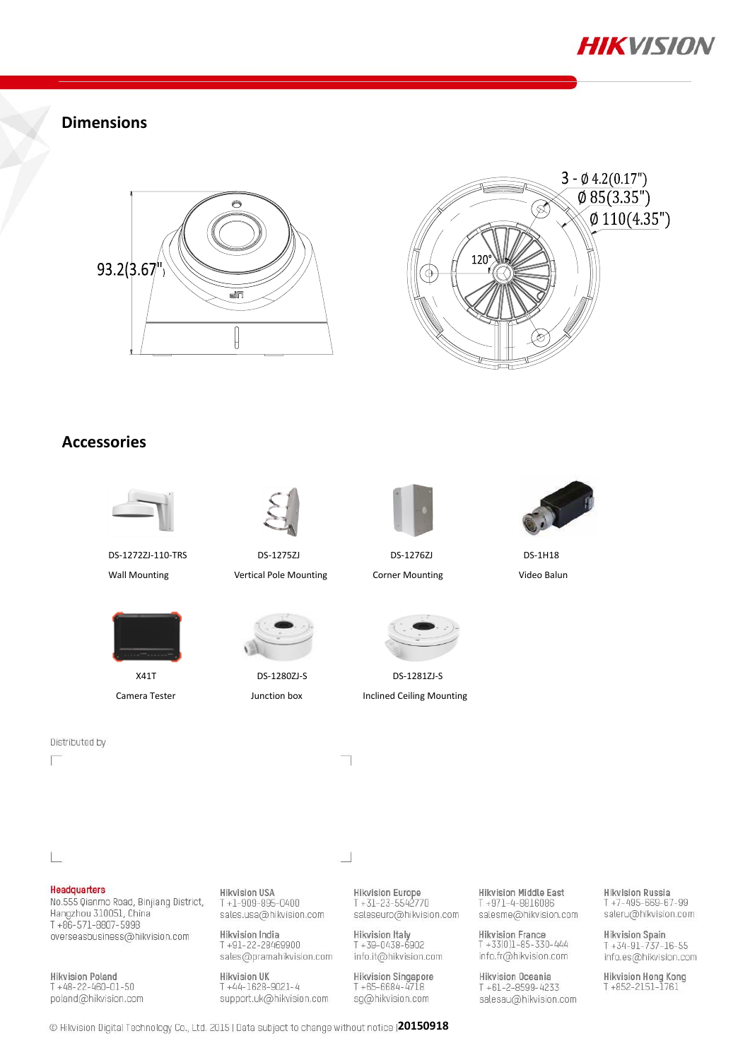## Dimensions

93.2(3.67")

3 - Ø 4.2(0.17")
Ø 85(3.35")
Ø 110(4.35")
120°

## Accessories

| | | | |
|---|---|---|---|
| DS-1272ZJ-110-TRS | DS-1275ZJ | DS-1276ZJ | DS-1H18 |
| Wall Mounting | Vertical Pole Mounting | Corner Mounting | Video Balun |
| X41T | DS-1280ZJ-S | DS-1281ZJ-S | |
| Camera Tester | Junction box | Inclined Ceiling Mounting | |

Distributed by

**Headquarters**
No.555 Qianmo Road, Binjiang District, Hangzhou 310051, China
T +86-571-8807-5998
overseasbusiness@hikvision.com

**Hikvision USA**
T +1-909-895-0400
sales.usa@hikvision.com

**Hikvision Europe**
T +31-23-5542770
saleseuro@hikvision.com

**Hikvision Middle East**
T +971-4-8816086
salesme@hikvision.com

**Hikvision Russia**
T +7-495-669-67-99
saleru@hikvision.com

**Hikvision India**
T +91-22-28469900
sales@pramahikvision.com

**Hikvision Italy**
T +39-0438-6902
info.it@hikvision.com

**Hikvision France**
T +33(0)1-85-330-444
info.fr@hikvision.com

**Hikvision Spain**
T +34-91-737-16-55
info.es@hikvision.com

**Hikvision Poland**
T +48-22-460-01-50
poland@hikvision.com

**Hikvision UK**
T +44-1628-9021-4
support.uk@hikvision.com

**Hikvision Singapore**
T +65-6684-4718
sg@hikvision.com

**Hikvision Oceania**
T +61-2-8599-4233
salesau@hikvision.com

**Hikvision Hong Kong**
T +852-2151-1761

© Hikvision Digital Technology Co., Ltd. 2015 | Data subject to change without notice |**20150918**